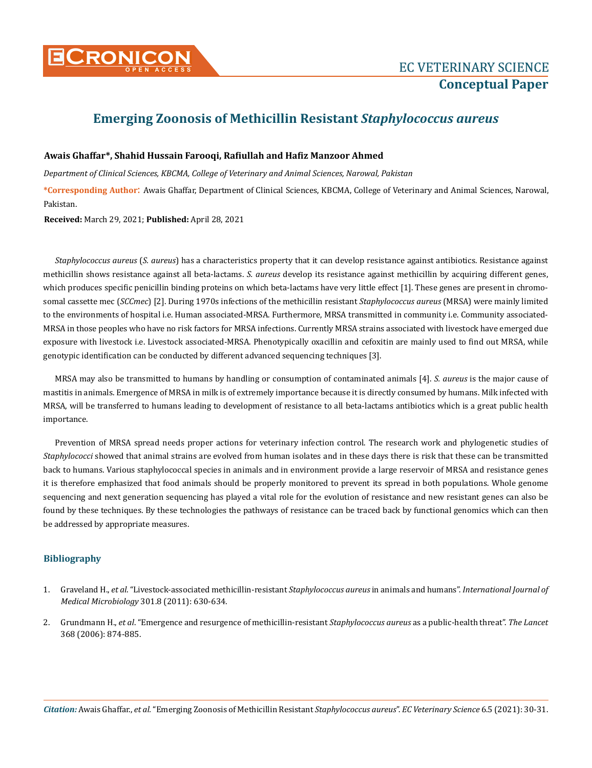**Conceptual Paper**

# Emerging Zoonosis of Methicillin Resistant *Staphylococcus aureus*

**Awais Ghaffar\*, Shahid Hussain Farooqi, Rafiullah and Hafiz Manzoor Ahmed**

*Department of Clinical Sciences, KBCMA, College of Veterinary and Animal Sciences, Narowal, Pakistan*

**\*Corresponding Author**: Awais Ghaffar, Department of Clinical Sciences, KBCMA, College of Veterinary and Animal Sciences, Narowal, Pakistan.

**Received:** March 29, 2021; **Published:** April 28, 2021

*Staphylococcus aureus* (*S. aureus*) has a characteristics property that it can develop resistance against antibiotics. Resistance against methicillin shows resistance against all beta-lactams. *S. aureus* develop its resistance against methicillin by acquiring different genes, which produces specific penicillin binding proteins on which beta-lactams have very little effect [1]. These genes are present in chromosomal cassette mec (*SCCmec*) [2]. During 1970s infections of the methicillin resistant *Staphylococcus aureus* (MRSA) were mainly limited to the environments of hospital i.e. Human associated-MRSA. Furthermore, MRSA transmitted in community i.e. Community associated-MRSA in those peoples who have no risk factors for MRSA infections. Currently MRSA strains associated with livestock have emerged due exposure with livestock i.e. Livestock associated-MRSA. Phenotypically oxacillin and cefoxitin are mainly used to find out MRSA, while genotypic identification can be conducted by different advanced sequencing techniques [3].

MRSA may also be transmitted to humans by handling or consumption of contaminated animals [4]. *S. aureus* is the major cause of mastitis in animals. Emergence of MRSA in milk is of extremely importance because it is directly consumed by humans. Milk infected with MRSA, will be transferred to humans leading to development of resistance to all beta-lactams antibiotics which is a great public health importance.

Prevention of MRSA spread needs proper actions for veterinary infection control. The research work and phylogenetic studies of *Staphylococci* showed that animal strains are evolved from human isolates and in these days there is risk that these can be transmitted back to humans. Various staphylococcal species in animals and in environment provide a large reservoir of MRSA and resistance genes it is therefore emphasized that food animals should be properly monitored to prevent its spread in both populations. Whole genome sequencing and next generation sequencing has played a vital role for the evolution of resistance and new resistant genes can also be found by these techniques. By these technologies the pathways of resistance can be traced back by functional genomics which can then be addressed by appropriate measures.

## Bibliography

1. Graveland H., *et al*. "Livestock-associated methicillin-resistant *Staphylococcus aureus* in animals and humans". *International Journal of Medical Microbiology* 301.8 (2011): 630-634.
2. Grundmann H., *et al*. "Emergence and resurgence of methicillin-resistant *Staphylococcus aureus* as a public-health threat". *The Lancet* 368 (2006): 874-885.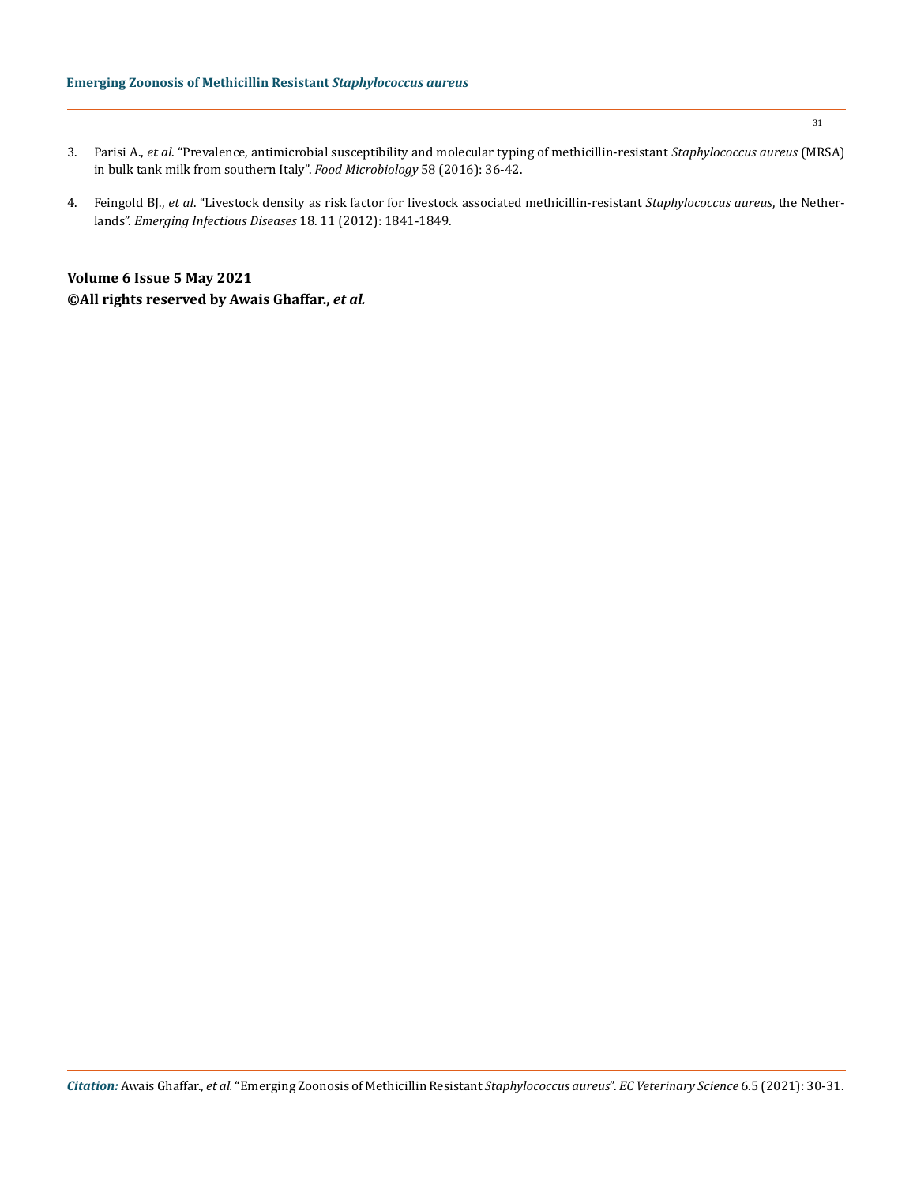3. Parisi A., *et al*. "Prevalence, antimicrobial susceptibility and molecular typing of methicillin-resistant *Staphylococcus aureus* (MRSA) in bulk tank milk from southern Italy". *Food Microbiology* 58 (2016): 36-42.
4. Feingold BJ., *et al*. "Livestock density as risk factor for livestock associated methicillin-resistant *Staphylococcus aureus*, the Netherlands". *Emerging Infectious Diseases* 18. 11 (2012): 1841-1849.

**Volume 6 Issue 5 May 2021**
**©All rights reserved by Awais Ghaffar., *et al.***